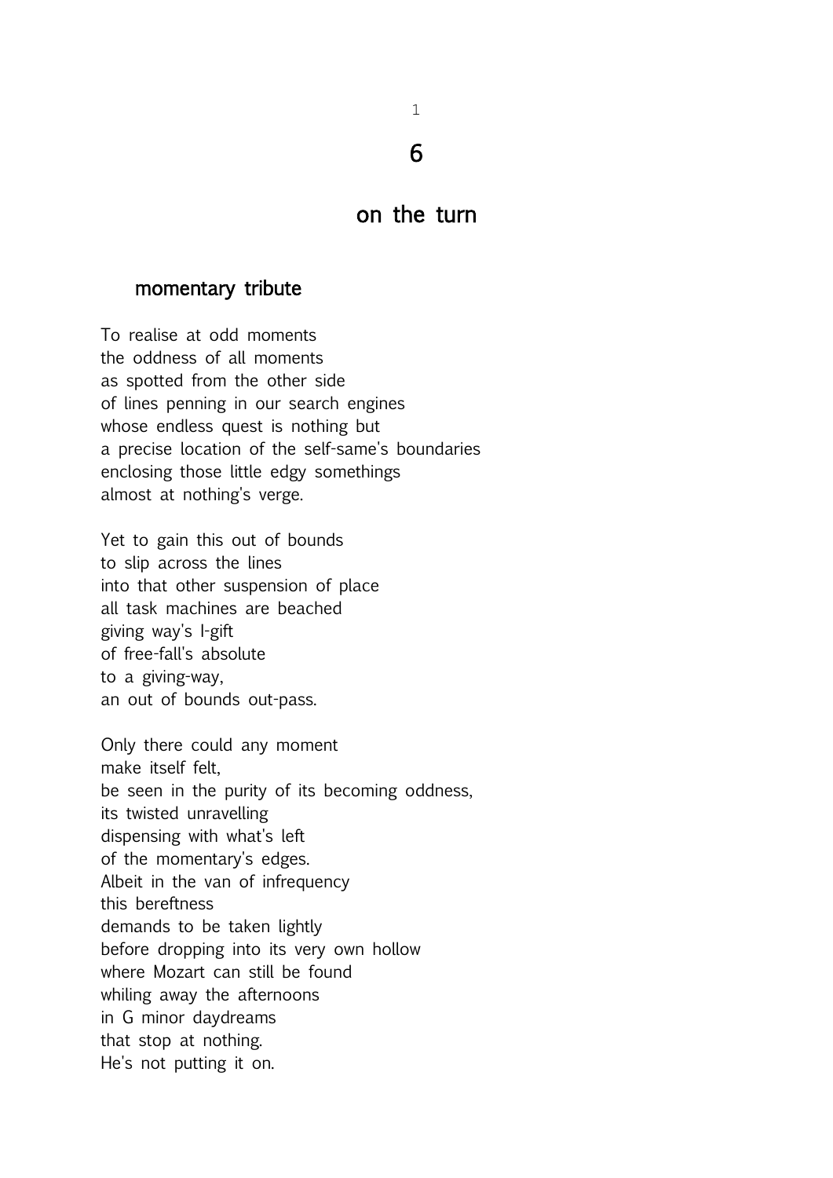# 6

# on the turn

## momentary tribute

To realise at odd moments  
the oddness of all moments  
as spotted from the other side  
of lines penning in our search engines  
whose endless quest is nothing but  
a precise location of the self-same's boundaries  
enclosing those little edgy somethings  
almost at nothing's verge.

Yet to gain this out of bounds  
to slip across the lines  
into that other suspension of place  
all task machines are beached  
giving way's I-gift  
of free-fall's absolute  
to a giving-way,  
an out of bounds out-pass.

Only there could any moment  
make itself felt,  
be seen in the purity of its becoming oddness,  
its twisted unravelling  
dispensing with what's left  
of the momentary's edges.  
Albeit in the van of infrequency  
this bereftness  
demands to be taken lightly  
before dropping into its very own hollow  
where Mozart can still be found  
whiling away the afternoons  
in G minor daydreams  
that stop at nothing.  
He's not putting it on.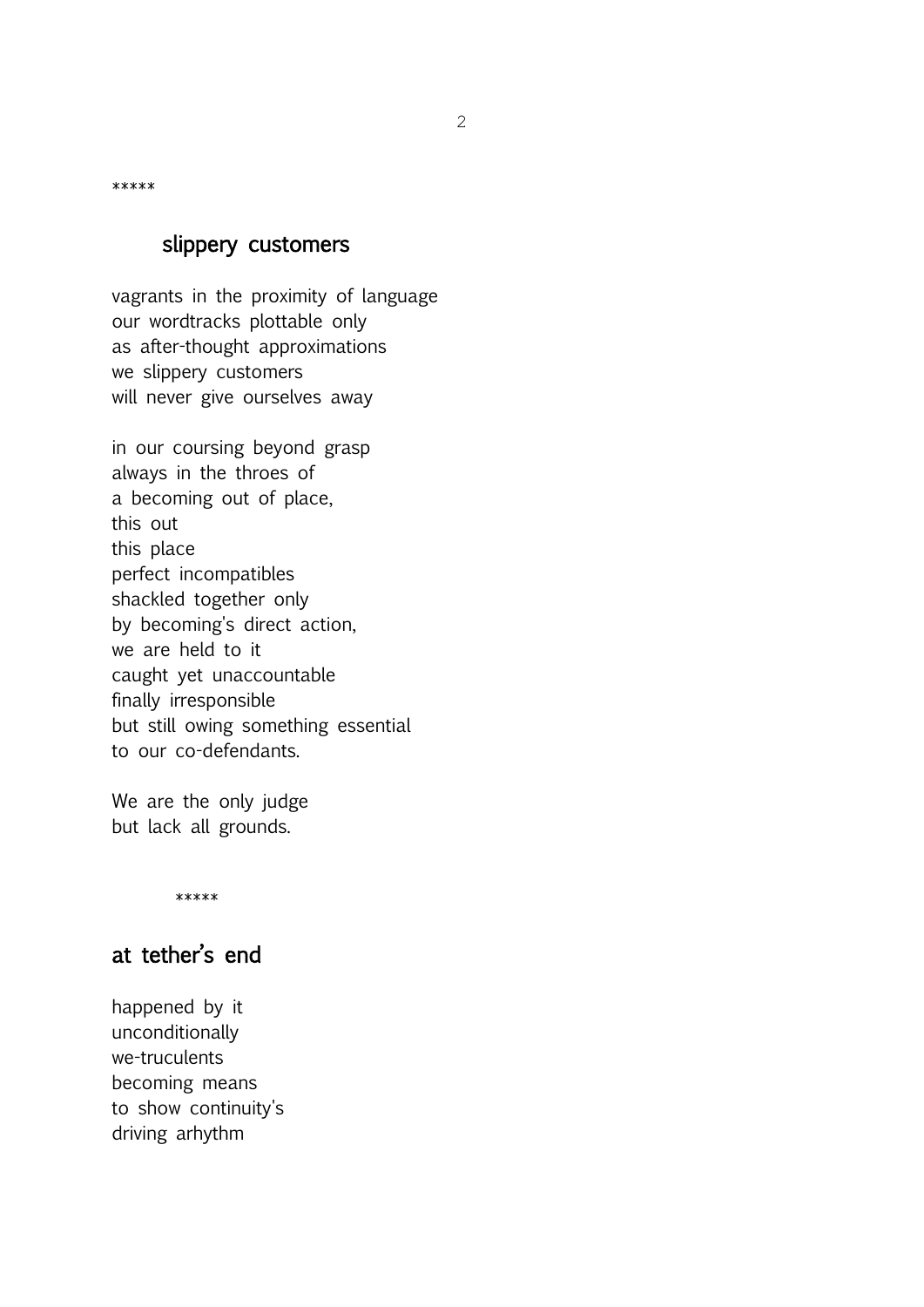*****

## slippery customers

vagrants in the proximity of language
our wordtracks plottable only
as after-thought approximations
we slippery customers
will never give ourselves away

in our coursing beyond grasp
always in the throes of
a becoming out of place,
this out
this place
perfect incompatibles
shackled together only
by becoming's direct action,
we are held to it
caught yet unaccountable
finally irresponsible
but still owing something essential
to our co-defendants.

We are the only judge
but lack all grounds.

*****

## at tether's end

happened by it
unconditionally
we-truculents
becoming means
to show continuity's
driving arhythm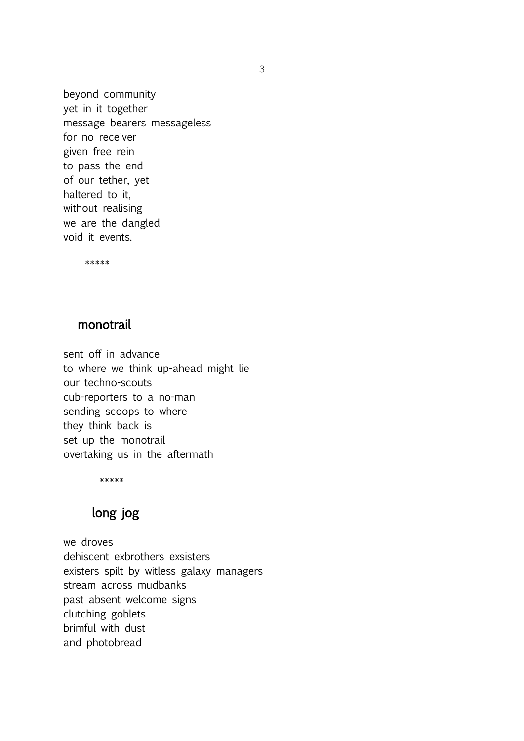beyond community  
yet in it together  
message bearers messageless  
for no receiver  
given free rein  
to pass the end  
of our tether, yet  
haltered to it,  
without realising  
we are the dangled  
void it events.

*****

## monotrail

sent off in advance  
to where we think up-ahead might lie  
our techno-scouts  
cub-reporters to a no-man  
sending scoops to where  
they think back is  
set up the monotrail  
overtaking us in the aftermath

*****

## long jog

we droves  
dehiscent exbrothers exsisters  
existers spilt by witless galaxy managers  
stream across mudbanks  
past absent welcome signs  
clutching goblets  
brimful with dust  
and photobread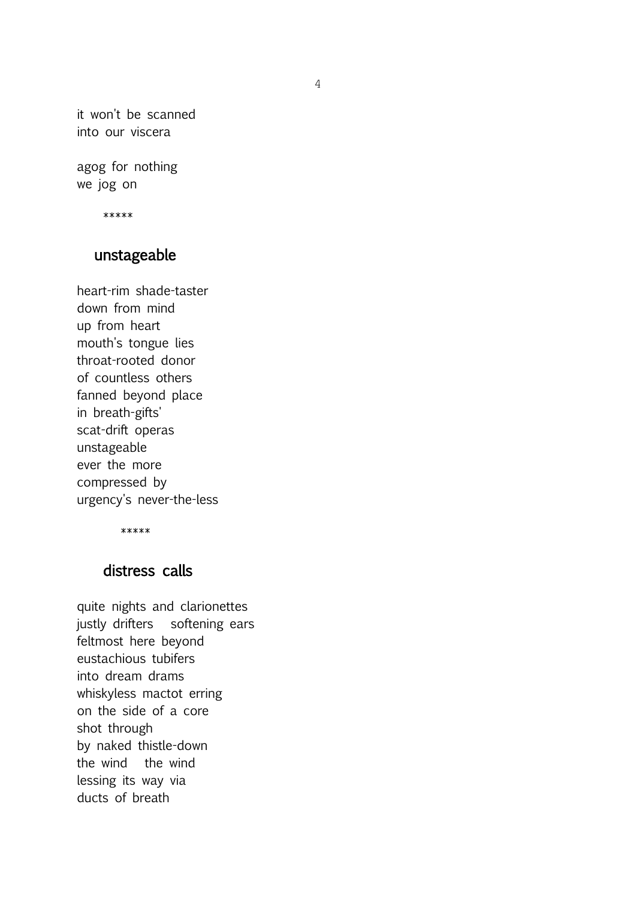it won't be scanned
into our viscera

agog for nothing
we jog on

*****

## unstageable

heart-rim shade-taster
down from mind
up from heart
mouth's tongue lies
throat-rooted donor
of countless others
fanned beyond place
in breath-gifts'
scat-drift operas
unstageable
ever the more
compressed by
urgency's never-the-less

*****

## distress calls

quite nights and clarionettes
justly drifters    softening ears
feltmost here beyond
eustachious tubifers
into dream drams
whiskyless mactot erring
on the side of a core
shot through
by naked thistle-down
the wind    the wind
lessing its way via
ducts of breath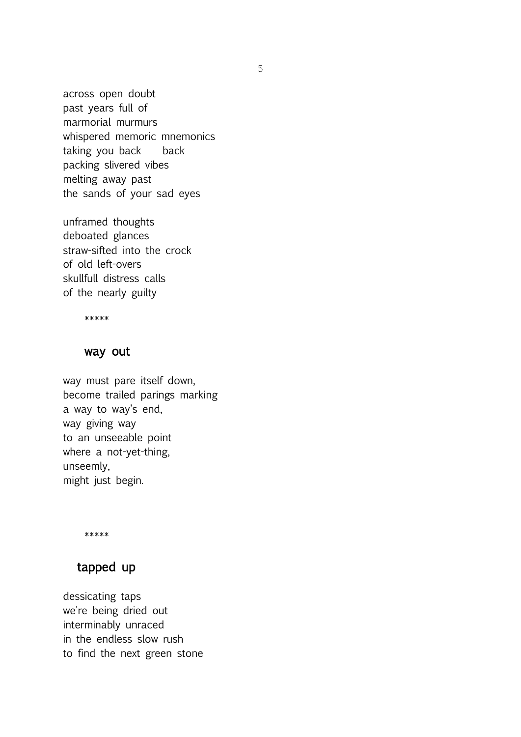across open doubt
past years full of
marmorial murmurs
whispered memoric mnemonics
taking you back      back
packing slivered vibes
melting away past
the sands of your sad eyes

unframed thoughts
deboated glances
straw-sifted into the crock
of old left-overs
skullfull distress calls
of the nearly guilty

*****

## way out

way must pare itself down,
become trailed parings marking
a way to way's end,
way giving way
to an unseeable point
where a not-yet-thing,
unseemly,
might just begin.

*****

## tapped up

dessicating taps
we're being dried out
interminably unraced
in the endless slow rush
to find the next green stone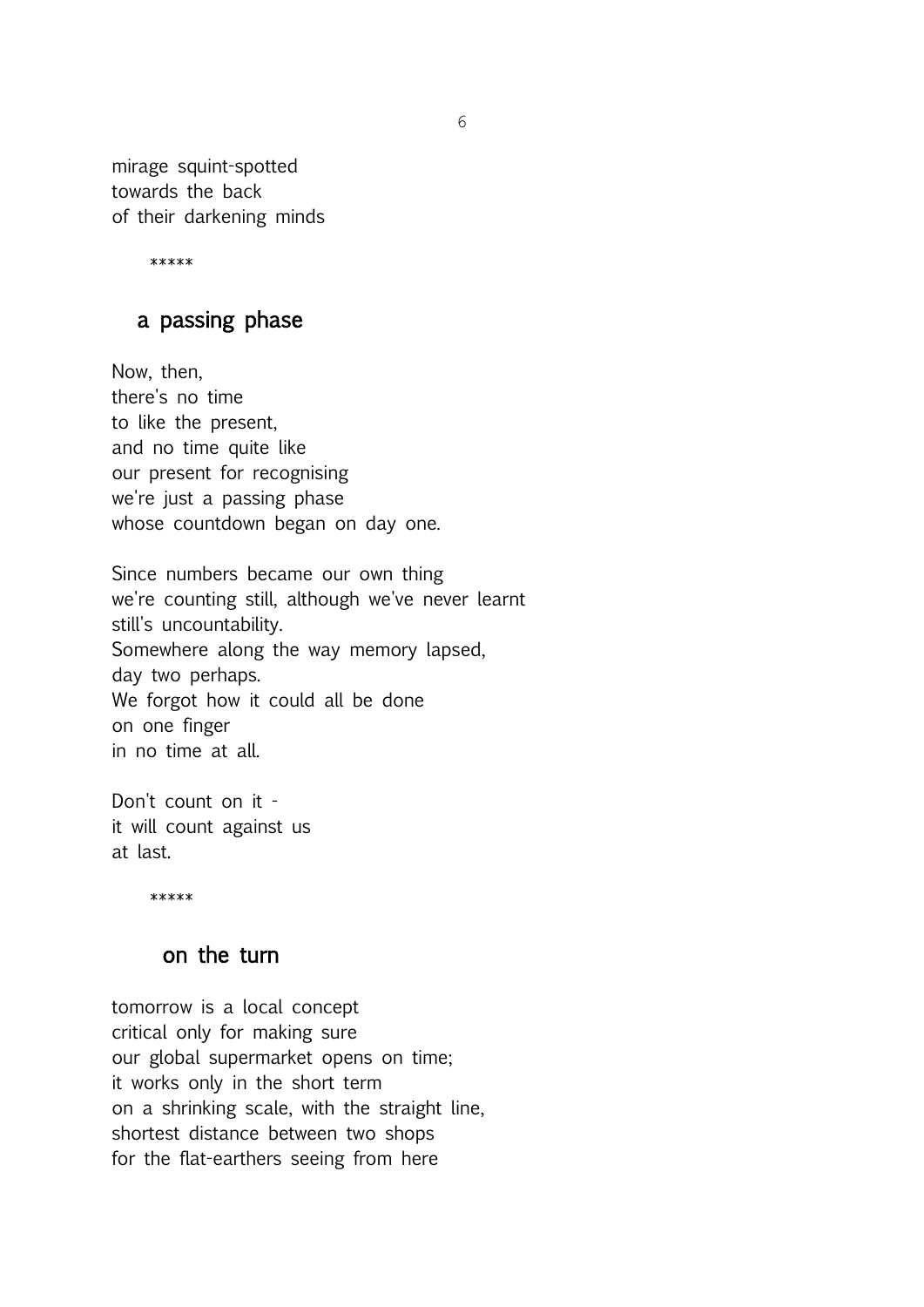mirage squint-spotted  
towards the back  
of their darkening minds

*****

## a passing phase

Now, then,  
there's no time  
to like the present,  
and no time quite like  
our present for recognising  
we're just a passing phase  
whose countdown began on day one.

Since numbers became our own thing  
we're counting still, although we've never learnt  
still's uncountability.  
Somewhere along the way memory lapsed,  
day two perhaps.  
We forgot how it could all be done  
on one finger  
in no time at all.

Don't count on it -  
it will count against us  
at last.

*****

## on the turn

tomorrow is a local concept  
critical only for making sure  
our global supermarket opens on time;  
it works only in the short term  
on a shrinking scale, with the straight line,  
shortest distance between two shops  
for the flat-earthers seeing from here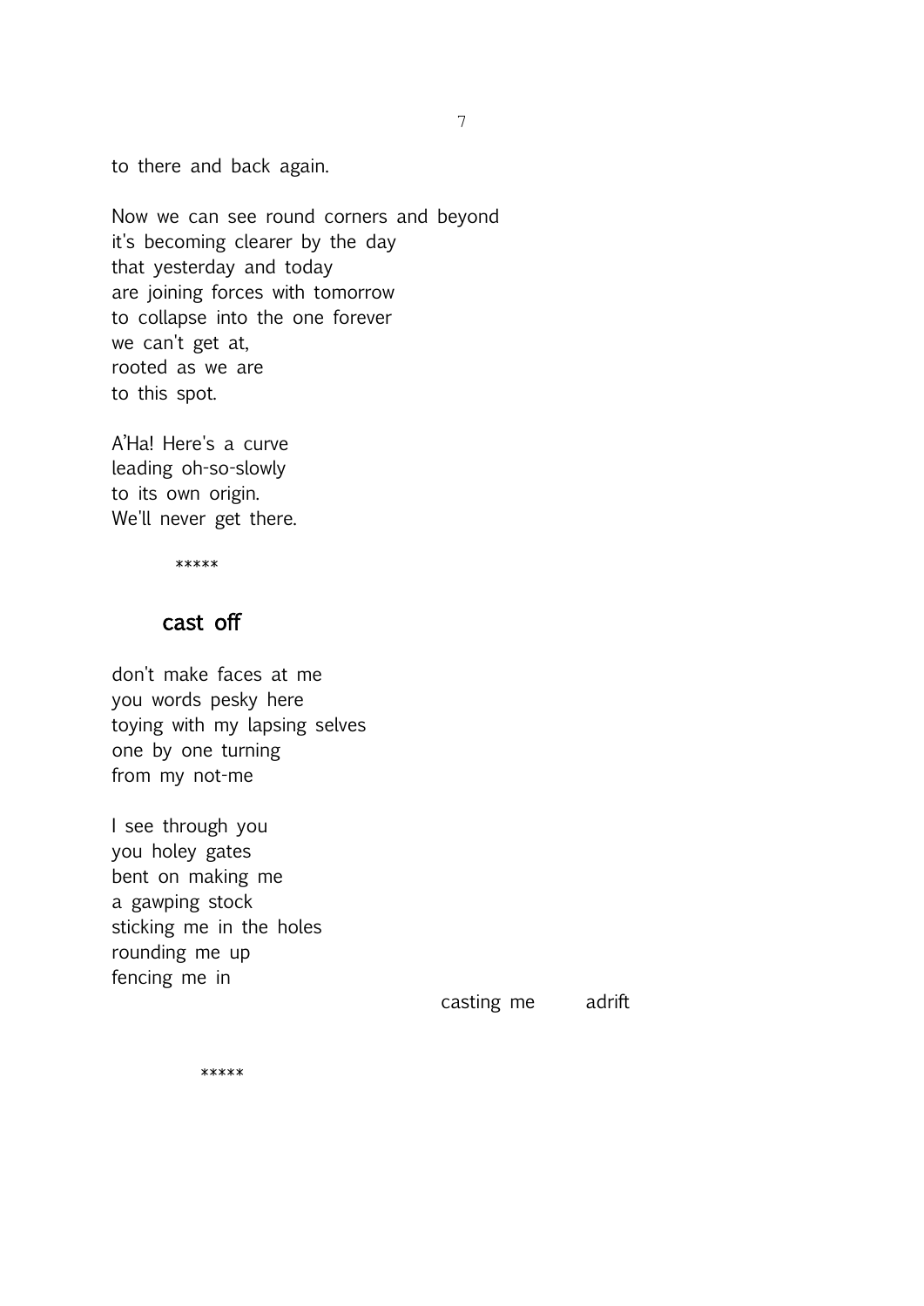to there and back again.

Now we can see round corners and beyond
it's becoming clearer by the day
that yesterday and today
are joining forces with tomorrow
to collapse into the one forever
we can't get at,
rooted as we are
to this spot.

A'Ha! Here's a curve
leading oh-so-slowly
to its own origin.
We'll never get there.

*****

## cast off

don't make faces at me
you words pesky here
toying with my lapsing selves
one by one turning
from my not-me

I see through you
you holey gates
bent on making me
a gawping stock
sticking me in the holes
rounding me up
fencing me in

casting me          adrift

*****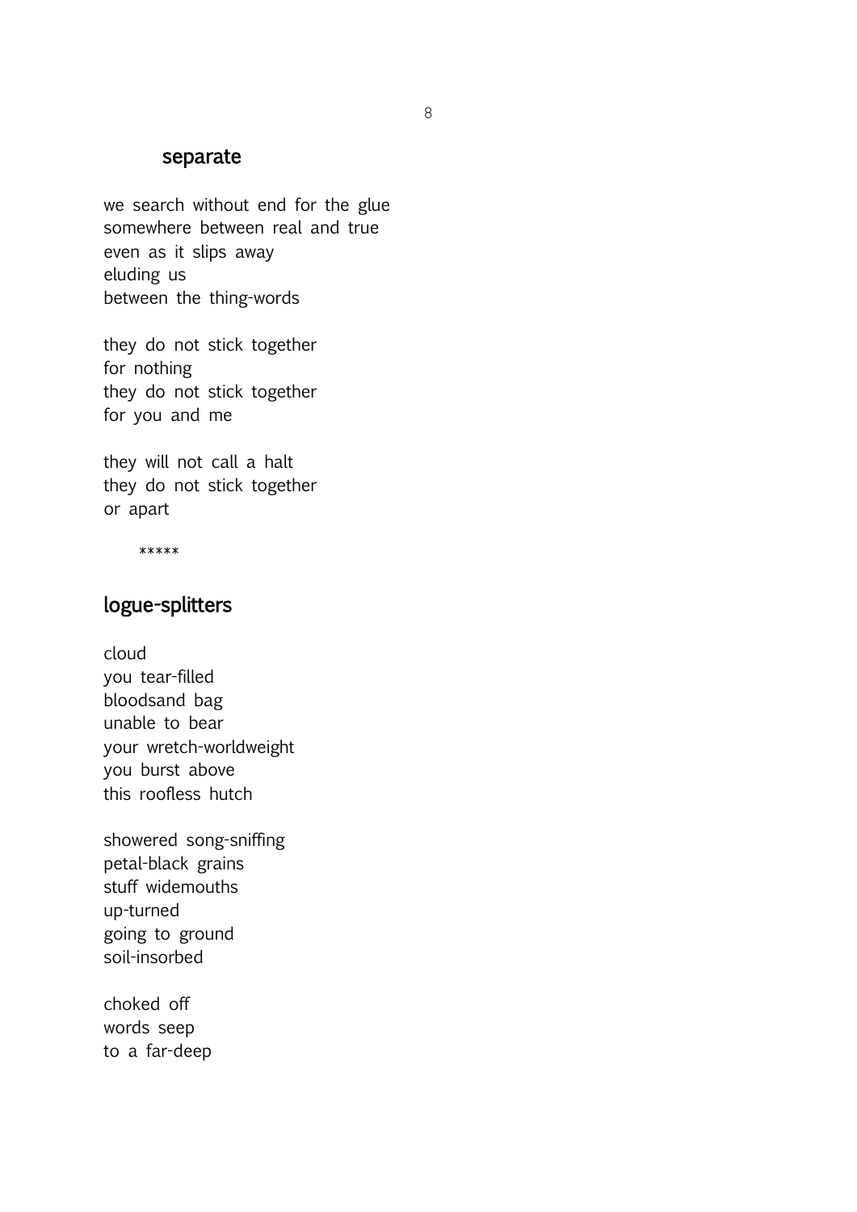## separate

we search without end for the glue
somewhere between real and true
even as it slips away
eluding us
between the thing-words

they do not stick together
for nothing
they do not stick together
for you and me

they will not call a halt
they do not stick together
or apart

*****

## logue-splitters

cloud
you tear-filled
bloodsand bag
unable to bear
your wretch-worldweight
you burst above
this roofless hutch

showered song-sniffing
petal-black grains
stuff widemouths
up-turned
going to ground
soil-insorbed

choked off
words seep
to a far-deep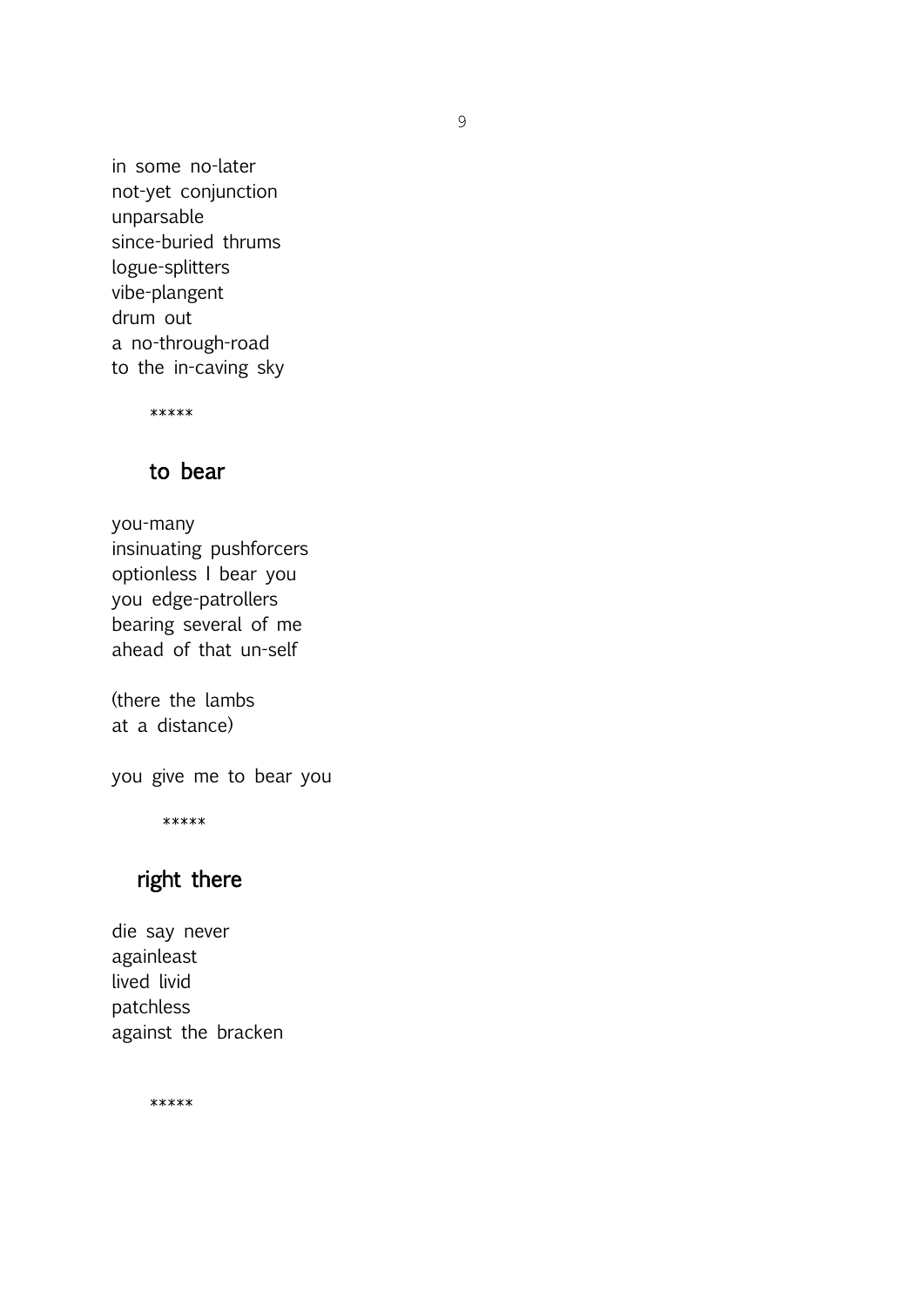in some no-later  
not-yet conjunction  
unparsable  
since-buried thrums  
logue-splitters  
vibe-plangent  
drum out  
a no-through-road  
to the in-caving sky

*****

## to bear

you-many  
insinuating pushforcers  
optionless I bear you  
you edge-patrollers  
bearing several of me  
ahead of that un-self

(there the lambs  
at a distance)

you give me to bear you

*****

## right there

die say never  
againleast  
lived livid  
patchless  
against the bracken

*****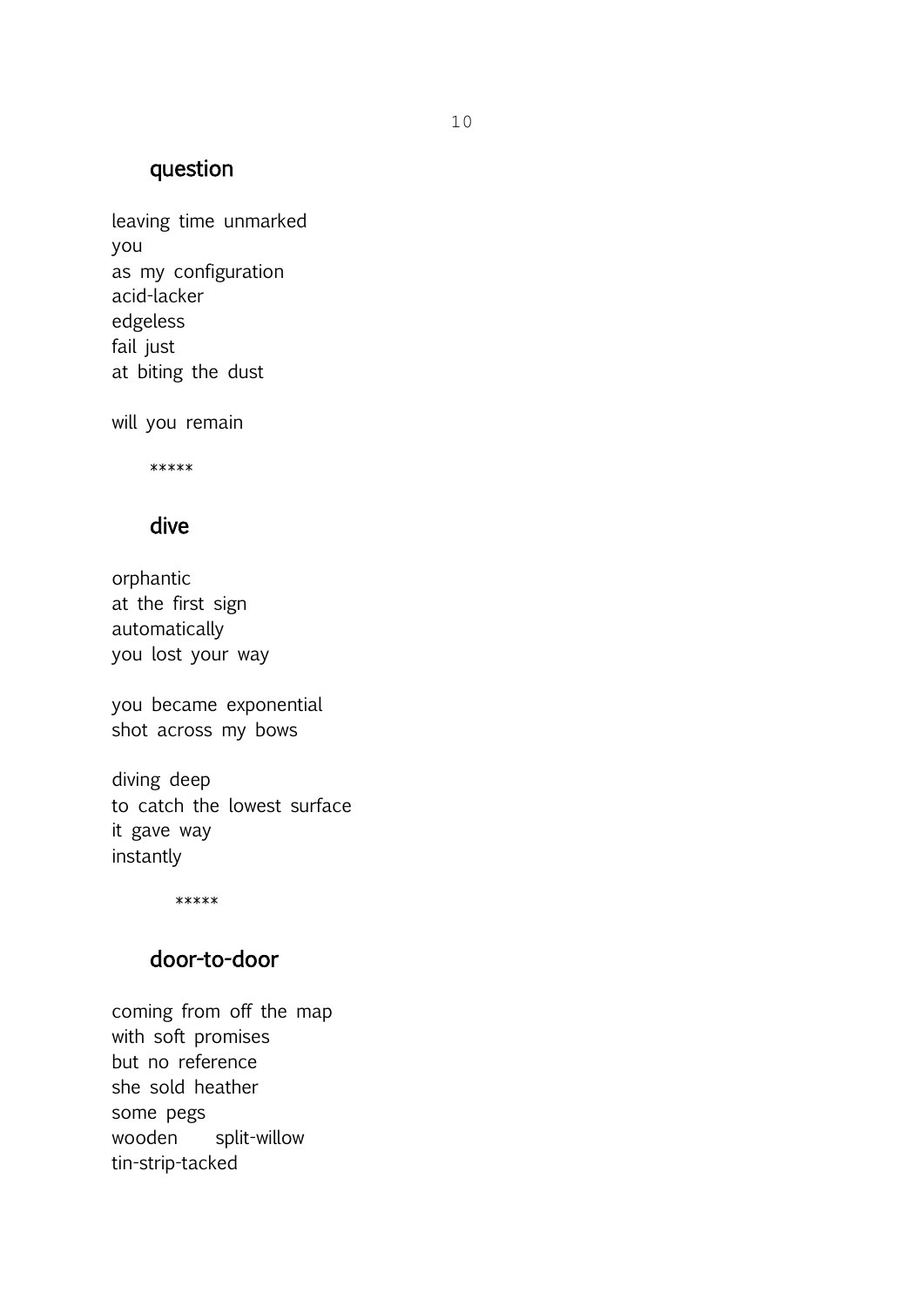## question

leaving time unmarked
you
as my configuration
acid-lacker
edgeless
fail just
at biting the dust

will you remain

*****

## dive

orphantic
at the first sign
automatically
you lost your way

you became exponential
shot across my bows

diving deep
to catch the lowest surface
it gave way
instantly

*****

## door-to-door

coming from off the map
with soft promises
but no reference
she sold heather
some pegs
wooden split-willow
tin-strip-tacked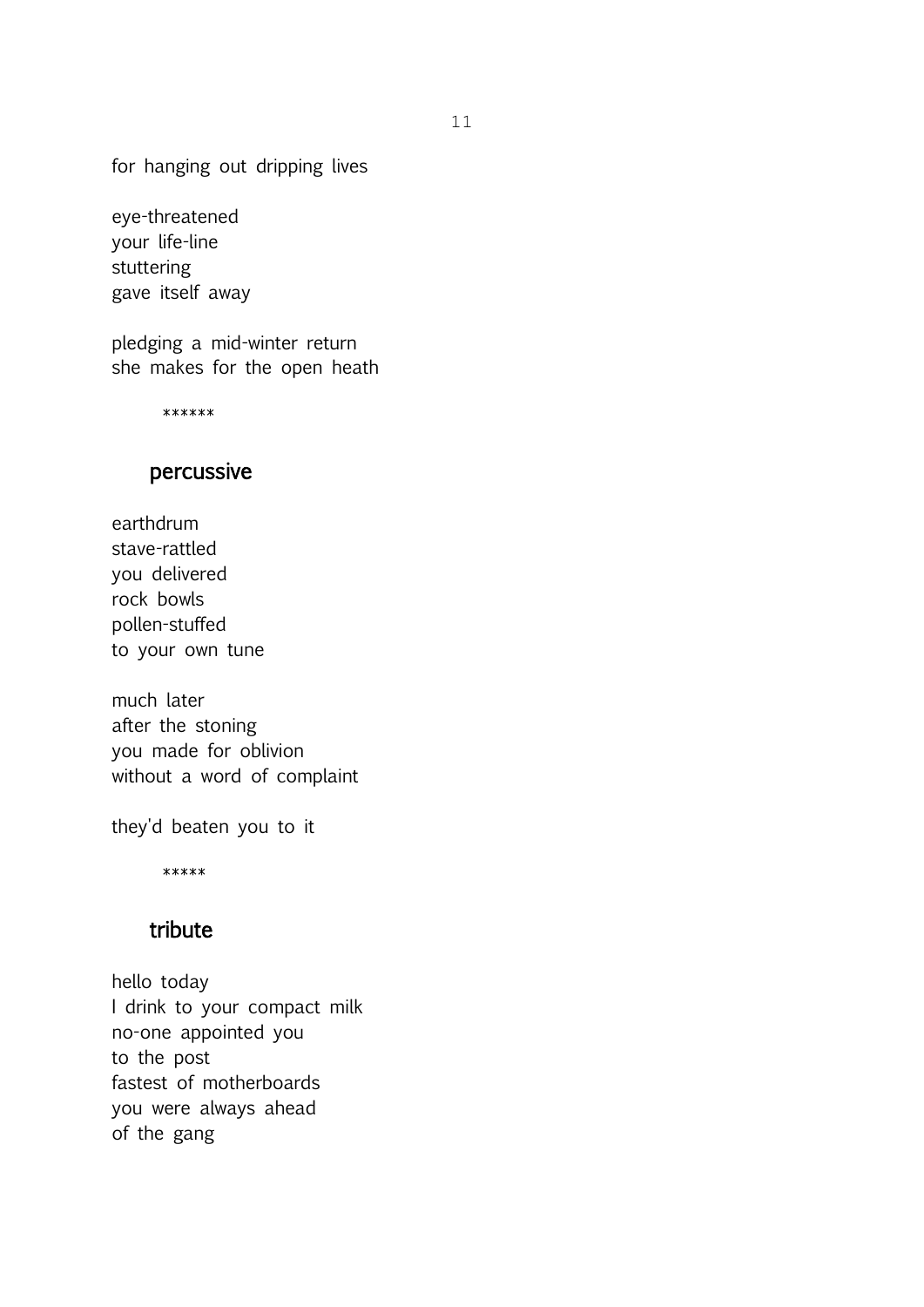for hanging out dripping lives

eye-threatened
your life-line
stuttering
gave itself away

pledging a mid-winter return
she makes for the open heath

******

## percussive

earthdrum
stave-rattled
you delivered
rock bowls
pollen-stuffed
to your own tune

much later
after the stoning
you made for oblivion
without a word of complaint

they'd beaten you to it

*****

## tribute

hello today
I drink to your compact milk
no-one appointed you
to the post
fastest of motherboards
you were always ahead
of the gang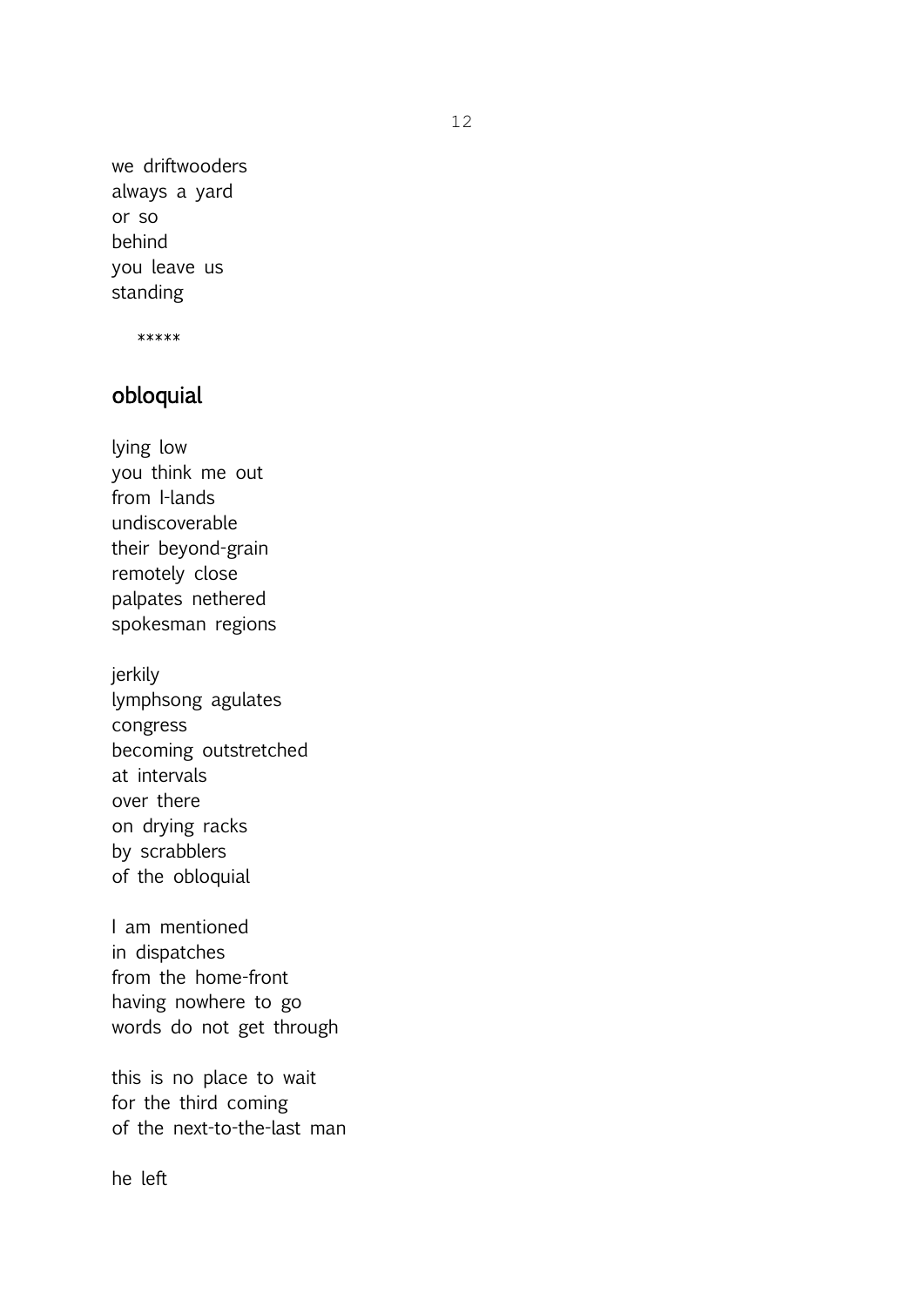we driftwooders  
always a yard  
or so  
behind  
you leave us  
standing

*****

## obloquial

lying low  
you think me out  
from I-lands  
undiscoverable  
their beyond-grain  
remotely close  
palpates nethered  
spokesman regions

jerkily  
lymphsong agulates  
congress  
becoming outstretched  
at intervals  
over there  
on drying racks  
by scrabblers  
of the obloquial

I am mentioned  
in dispatches  
from the home-front  
having nowhere to go  
words do not get through

this is no place to wait  
for the third coming  
of the next-to-the-last man

he left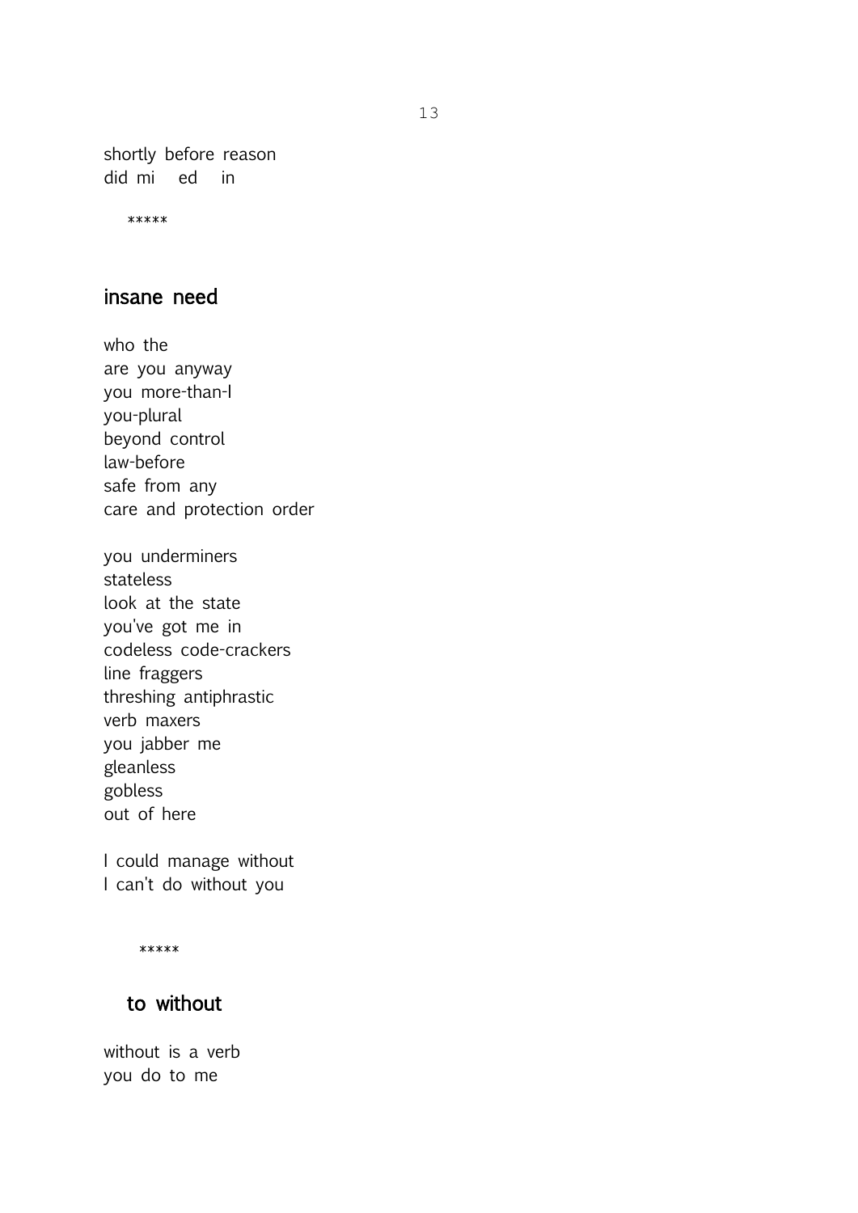shortly before reason
did mi    ed    in

*****

## insane need

who the
are you anyway
you more-than-I
you-plural
beyond control
law-before
safe from any
care and protection order

you underminers
stateless
look at the state
you've got me in
codeless code-crackers
line fraggers
threshing antiphrastic
verb maxers
you jabber me
gleanless
gobless
out of here

I could manage without
I can't do without you

*****

## to without

without is a verb
you do to me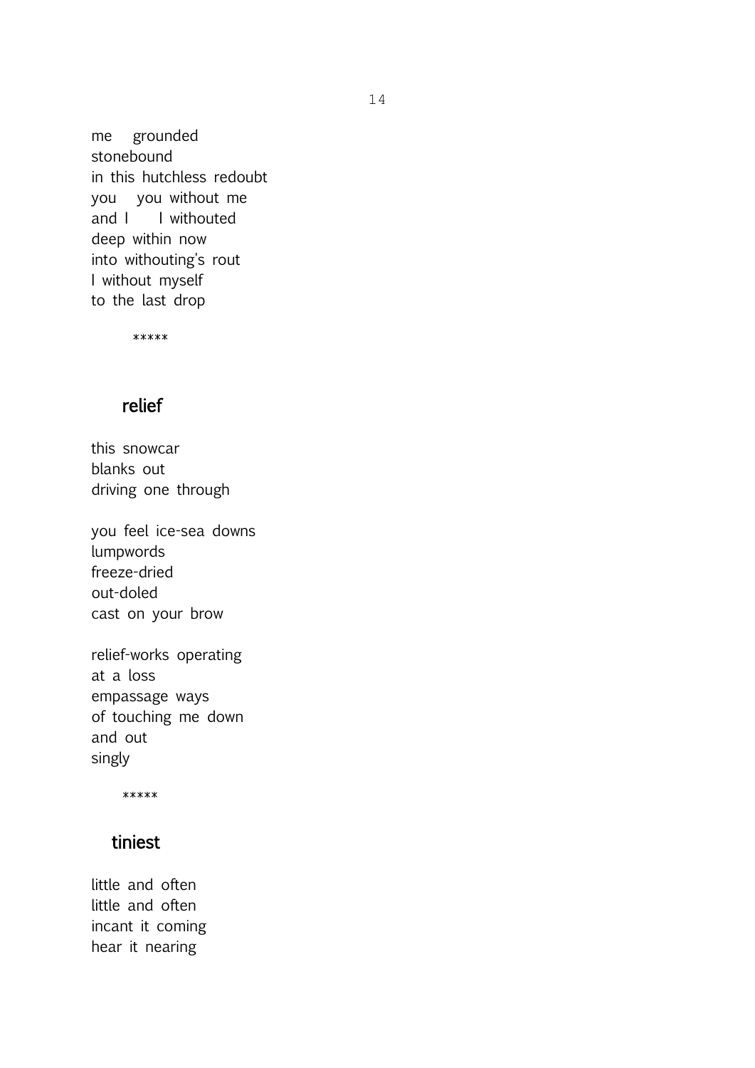me    grounded  
stonebound  
in this hutchless redoubt  
you    you without me  
and I      I withouted  
deep within now  
into withouting's rout  
I without myself  
to the last drop

*****

## relief

this snowcar  
blanks out  
driving one through

you feel ice-sea downs  
lumpwords  
freeze-dried  
out-doled  
cast on your brow

relief-works operating  
at a loss  
empassage ways  
of touching me down  
and out  
singly

*****

## tiniest

little and often  
little and often  
incant it coming  
hear it nearing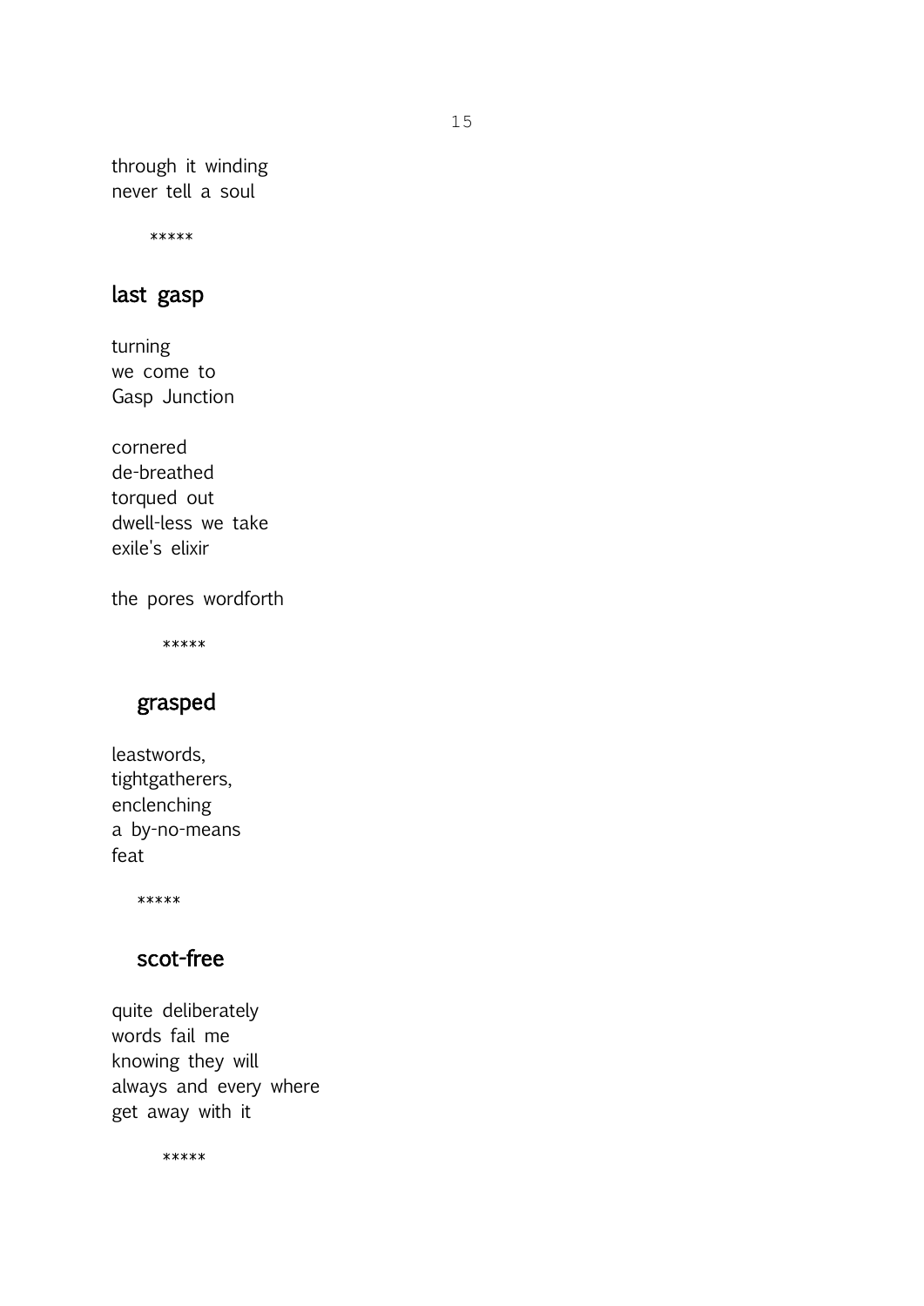through it winding  
never tell a soul

*****

## last gasp

turning  
we come to  
Gasp Junction

cornered  
de-breathed  
torqued out  
dwell-less we take  
exile's elixir

the pores wordforth

*****

## grasped

leastwords,  
tightgatherers,  
enclenching  
a by-no-means  
feat

*****

## scot-free

quite deliberately  
words fail me  
knowing they will  
always and every where  
get away with it

*****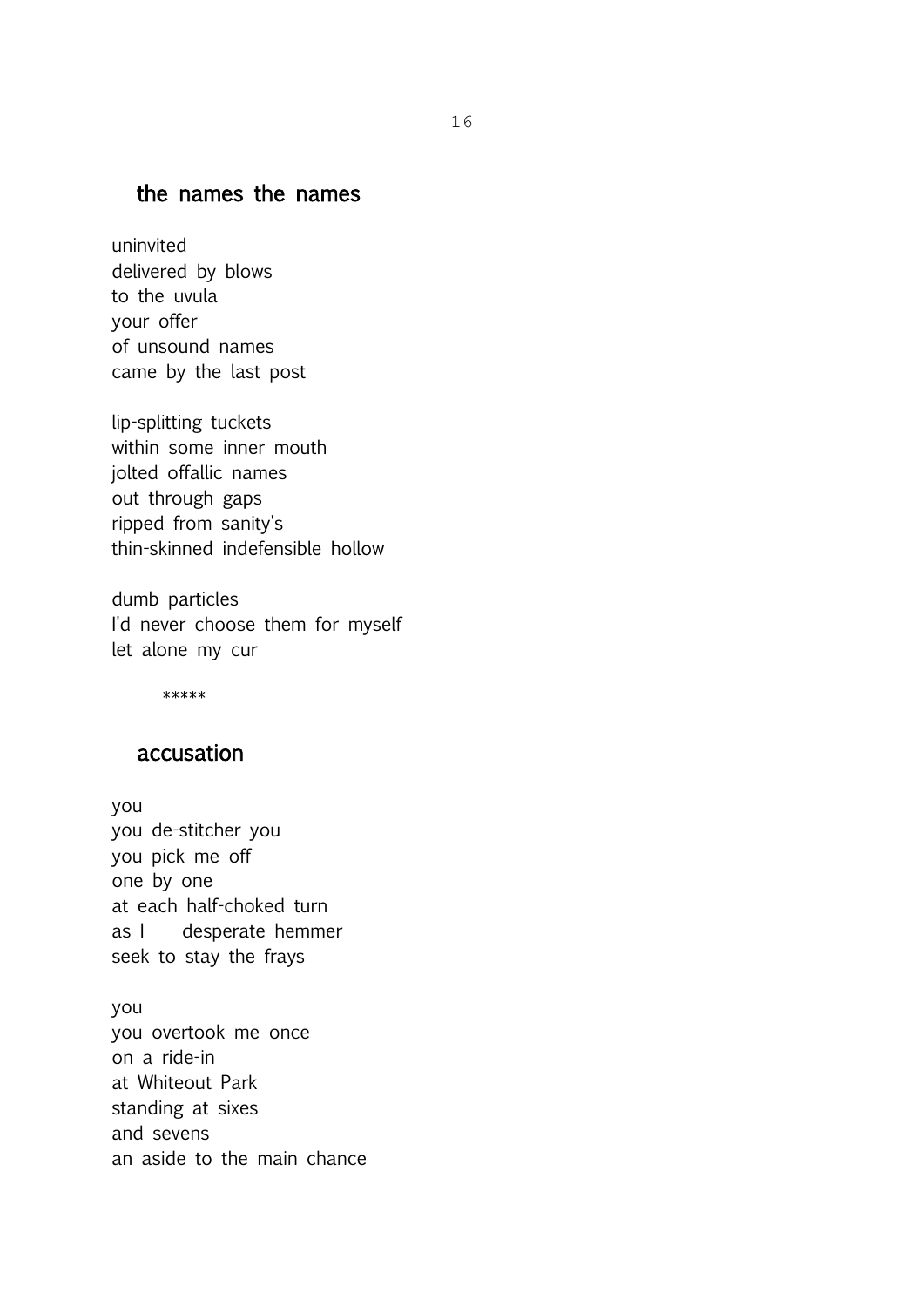## the names the names

uninvited
delivered by blows
to the uvula
your offer
of unsound names
came by the last post

lip-splitting tuckets
within some inner mouth
jolted offallic names
out through gaps
ripped from sanity's
thin-skinned indefensible hollow

dumb particles
I'd never choose them for myself
let alone my cur

\*\*\*\*\*

## accusation

you
you de-stitcher you
you pick me off
one by one
at each half-choked turn
as I    desperate hemmer
seek to stay the frays

you
you overtook me once
on a ride-in
at Whiteout Park
standing at sixes
and sevens
an aside to the main chance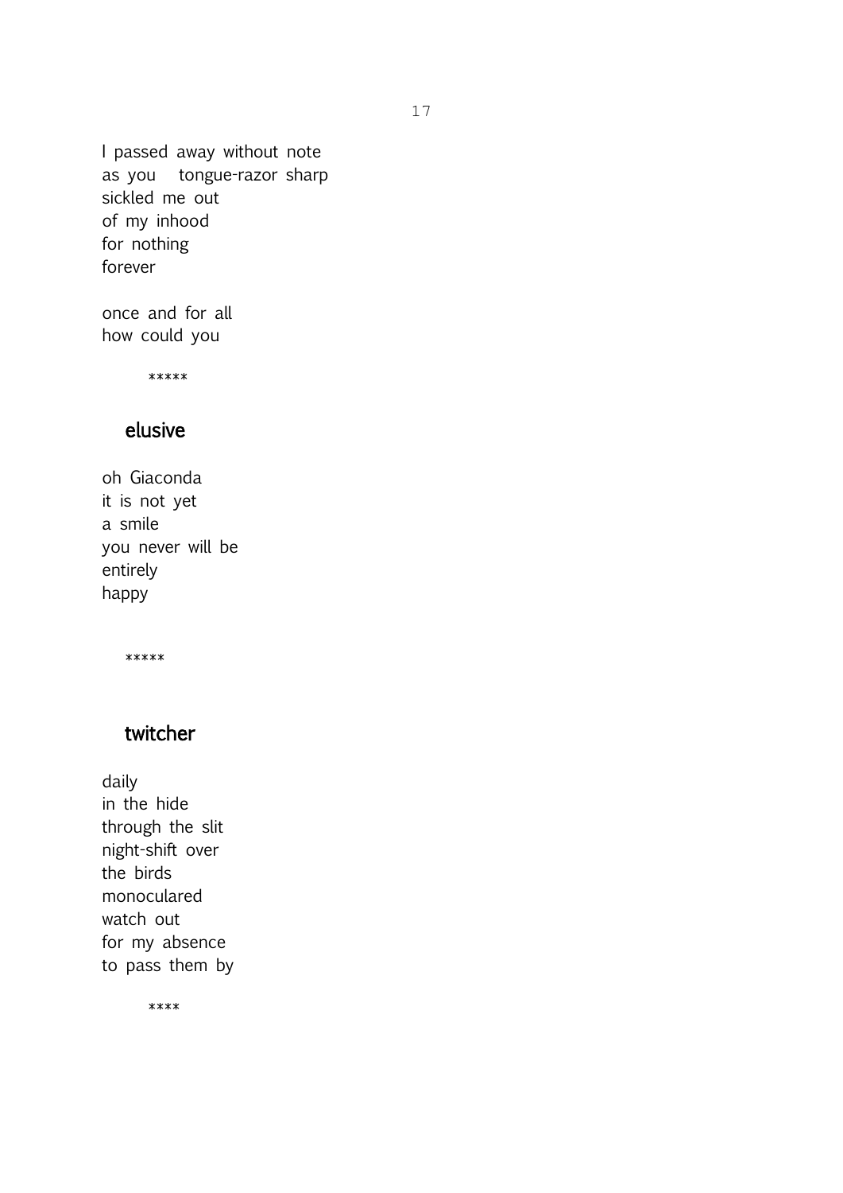I passed away without note  
as you  tongue-razor sharp  
sickled me out  
of my inhood  
for nothing  
forever

once and for all  
how could you

*****

### elusive

oh Giaconda  
it is not yet  
a smile  
you never will be  
entirely  
happy

*****

### twitcher

daily  
in the hide  
through the slit  
night-shift over  
the birds  
monoculared  
watch out  
for my absence  
to pass them by

****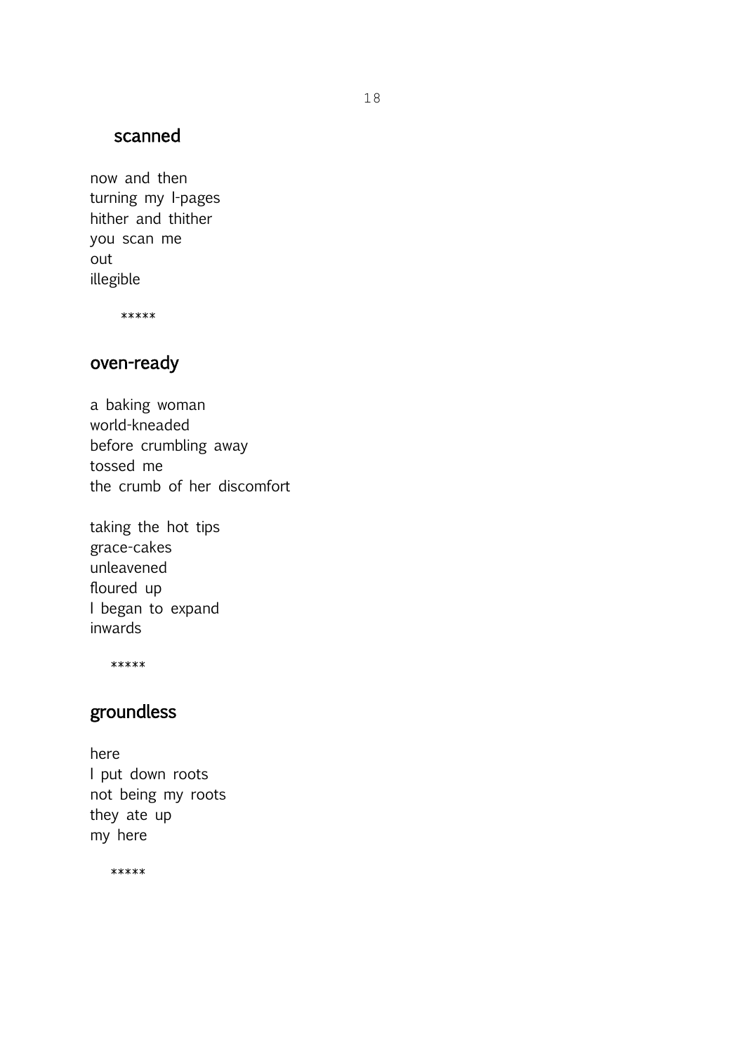## scanned

now and then  
turning my I-pages  
hither and thither  
you scan me  
out  
illegible

\*\*\*\*\*

## oven-ready

a baking woman  
world-kneaded  
before crumbling away  
tossed me  
the crumb of her discomfort

taking the hot tips  
grace-cakes  
unleavened  
floured up  
I began to expand  
inwards

\*\*\*\*\*

## groundless

here  
I put down roots  
not being my roots  
they ate up  
my here

\*\*\*\*\*